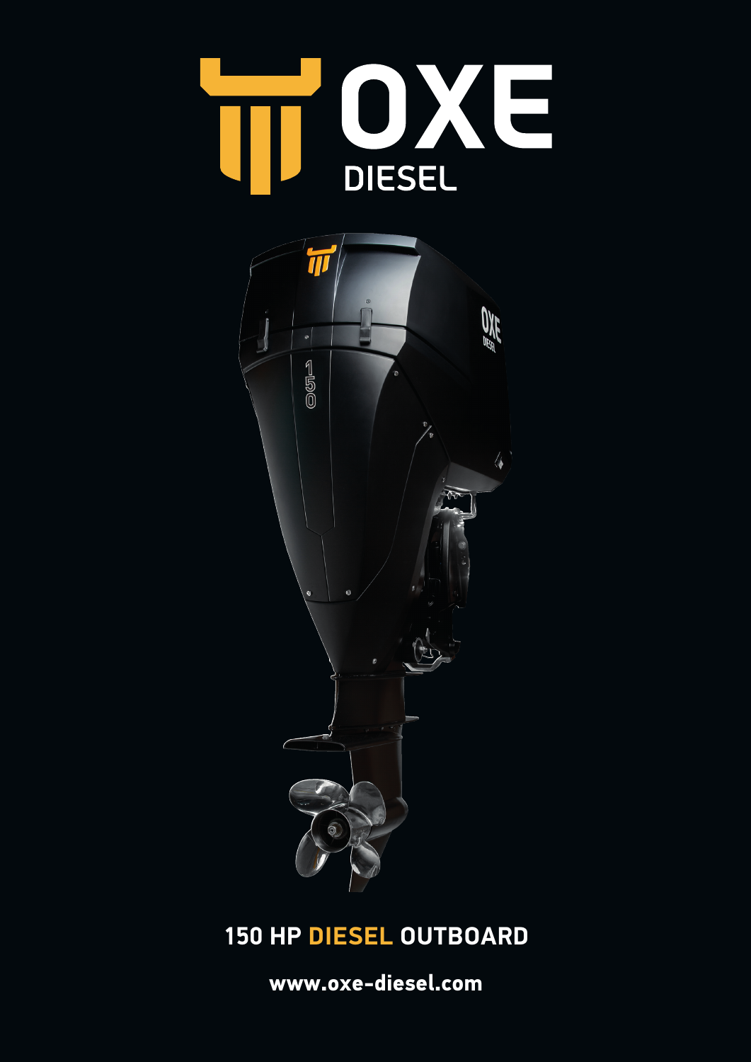# OXE DIESEL

## 150 HP DIESEL OUTBOARD

www.oxe-diesel.com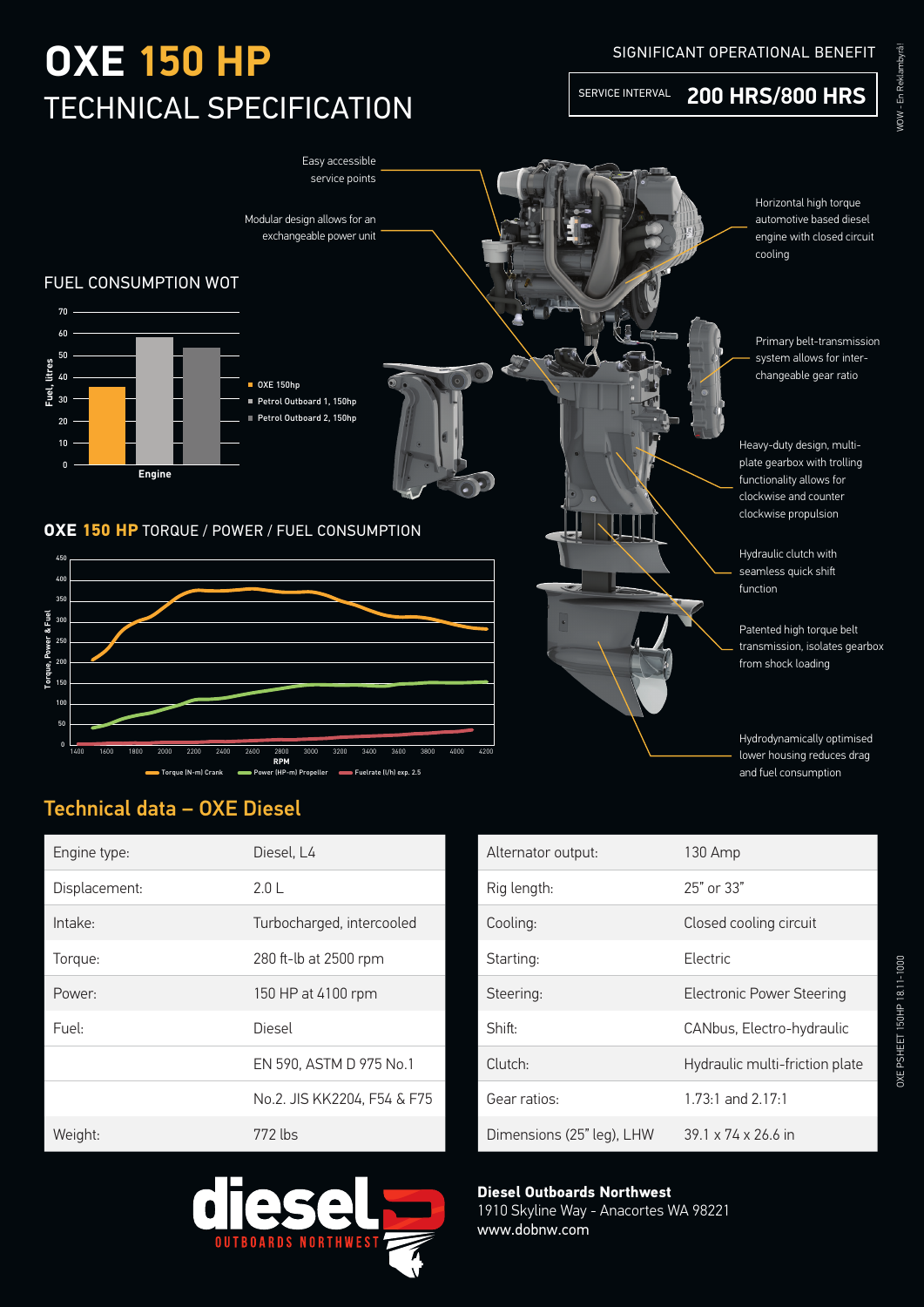# OXE 150 HP
## TECHNICAL SPECIFICATION

SIGNIFICANT OPERATIONAL BENEFIT

SERVICE INTERVAL **200 HRS/800 HRS**

Easy accessible service points

Modular design allows for an exchangeable power unit

Horizontal high torque automotive based diesel engine with closed circuit cooling

Primary belt-transmission system allows for inter-changeable gear ratio

Heavy-duty design, multi-plate gearbox with trolling functionality allows for clockwise and counter clockwise propulsion

Hydraulic clutch with seamless quick shift function

Patented high torque belt transmission, isolates gearbox from shock loading

Hydrodynamically optimised lower housing reduces drag and fuel consumption

### FUEL CONSUMPTION WOT

Fuel, litres

0
10
20
30
40
50
60
70

Engine

OXE 150hp
Petrol Outboard 1, 150hp
Petrol Outboard 2, 150hp

### OXE 150 HP TORQUE / POWER / FUEL CONSUMPTION

Torque, Power & Fuel

0
50
100
150
200
250
300
350
400
450

1400 1600 1800 2000 2200 2400 2600 2800 3000 3200 3400 3600 3800 4000 4200

RPM

Torque (N-m) Crank
Power (HP-m) Propeller
Fuelrate (l/h) exp. 2.5

## Technical data – OXE Diesel

| | |
|---|---|
| Engine type: | Diesel, L4 |
| Displacement: | 2.0 L |
| Intake: | Turbocharged, intercooled |
| Torque: | 280 ft-lb at 2500 rpm |
| Power: | 150 HP at 4100 rpm |
| Fuel: | Diesel |
| | EN 590, ASTM D 975 No.1 |
| | No.2. JIS KK2204, F54 & F75 |
| Weight: | 772 lbs |

| | |
|---|---|
| Alternator output: | 130 Amp |
| Rig length: | 25” or 33” |
| Cooling: | Closed cooling circuit |
| Starting: | Electric |
| Steering: | Electronic Power Steering |
| Shift: | CANbus, Electro-hydraulic |
| Clutch: | Hydraulic multi-friction plate |
| Gear ratios: | 1.73:1 and 2.17:1 |
| Dimensions (25” leg), LHW | 39.1 x 74 x 26.6 in |

diesel OUTBOARDS NORTHWEST

**Diesel Outboards Northwest**
1910 Skyline Way - Anacortes WA 98221
www.dobnw.com